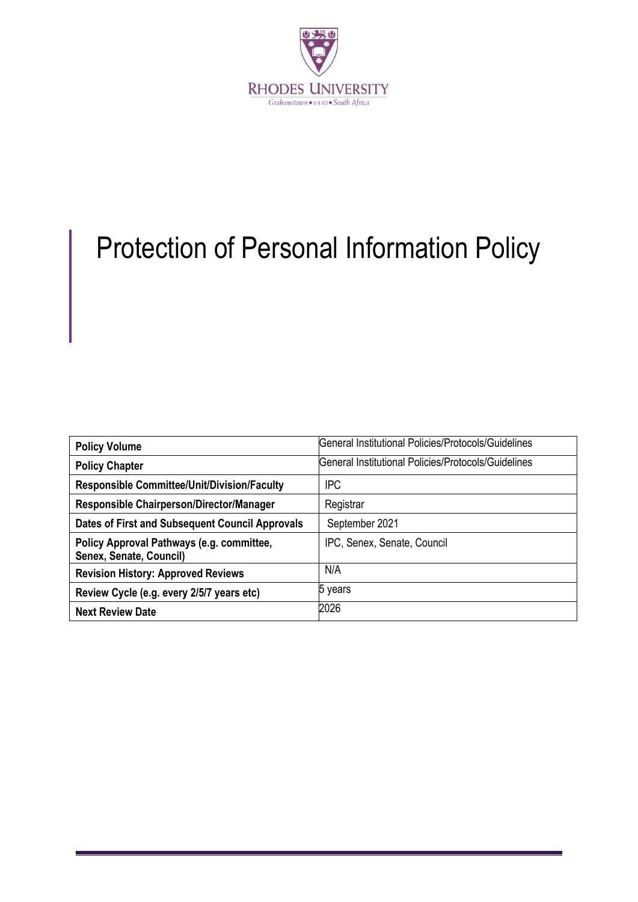RHODES UNIVERSITY

Grahamstown • 6140 • South Africa

# Protection of Personal Information Policy

| | |
|---|---|
| **Policy Volume** | General Institutional Policies/Protocols/Guidelines |
| **Policy Chapter** | General Institutional Policies/Protocols/Guidelines |
| **Responsible Committee/Unit/Division/Faculty** | IPC |
| **Responsible Chairperson/Director/Manager** | Registrar |
| **Dates of First and Subsequent Council Approvals** | September 2021 |
| **Policy Approval Pathways (e.g. committee, Senex, Senate, Council)** | IPC, Senex, Senate, Council |
| **Revision History: Approved Reviews** | N/A |
| **Review Cycle (e.g. every 2/5/7 years etc)** | 5 years |
| **Next Review Date** | 2026 |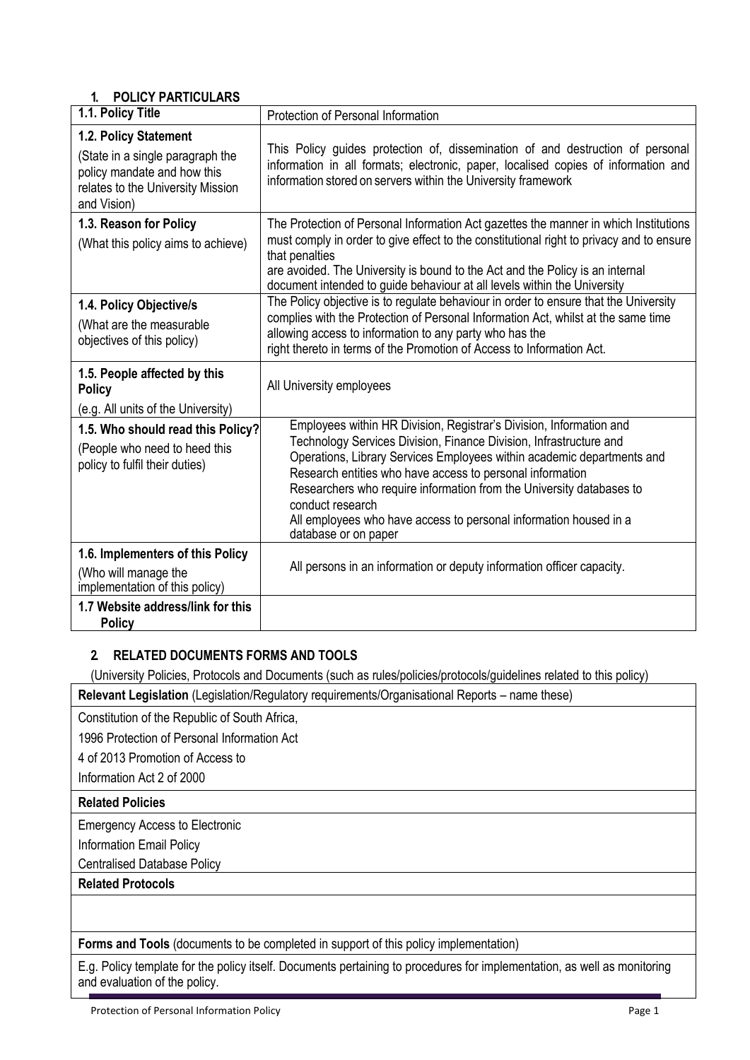## 1. POLICY PARTICULARS

| | |
|---|---|
| **1.1. Policy Title** | Protection of Personal Information |
| **1.2. Policy Statement**<br>(State in a single paragraph the policy mandate and how this relates to the University Mission and Vision) | This Policy guides protection of, dissemination of and destruction of personal information in all formats; electronic, paper, localised copies of information and information stored on servers within the University framework |
| **1.3. Reason for Policy**<br>(What this policy aims to achieve) | The Protection of Personal Information Act gazettes the manner in which Institutions must comply in order to give effect to the constitutional right to privacy and to ensure that penalties<br>are avoided. The University is bound to the Act and the Policy is an internal document intended to guide behaviour at all levels within the University |
| **1.4. Policy Objective/s**<br>(What are the measurable objectives of this policy) | The Policy objective is to regulate behaviour in order to ensure that the University complies with the Protection of Personal Information Act, whilst at the same time allowing access to information to any party who has the<br>right thereto in terms of the Promotion of Access to Information Act. |
| **1.5. People affected by this Policy**<br>(e.g. All units of the University) | All University employees |
| **1.5. Who should read this Policy?**<br>(People who need to heed this policy to fulfil their duties) | Employees within HR Division, Registrar's Division, Information and Technology Services Division, Finance Division, Infrastructure and Operations, Library Services Employees within academic departments and Research entities who have access to personal information<br>Researchers who require information from the University databases to conduct research<br>All employees who have access to personal information housed in a database or on paper |
| **1.6. Implementers of this Policy**<br>(Who will manage the implementation of this policy) | All persons in an information or deputy information officer capacity. |
| **1.7 Website address/link for this Policy** | |

## 2. RELATED DOCUMENTS FORMS AND TOOLS

(University Policies, Protocols and Documents (such as rules/policies/protocols/guidelines related to this policy)

| |
|---|
| **Relevant Legislation** (Legislation/Regulatory requirements/Organisational Reports – name these) |
| Constitution of the Republic of South Africa,<br>1996 Protection of Personal Information Act<br>4 of 2013 Promotion of Access to<br>Information Act 2 of 2000 |
| **Related Policies** |
| Emergency Access to Electronic<br>Information Email Policy<br>Centralised Database Policy |
| **Related Protocols** |
| |
| **Forms and Tools** (documents to be completed in support of this policy implementation) |
| E.g. Policy template for the policy itself. Documents pertaining to procedures for implementation, as well as monitoring and evaluation of the policy. |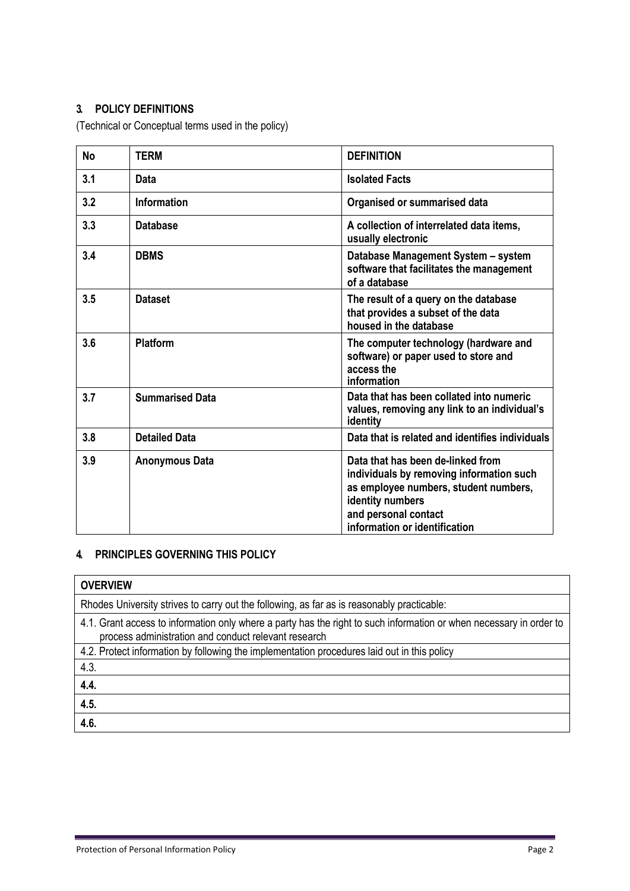## 3. POLICY DEFINITIONS

(Technical or Conceptual terms used in the policy)

| No | TERM | DEFINITION |
|---|---|---|
| 3.1 | Data | Isolated Facts |
| 3.2 | Information | Organised or summarised data |
| 3.3 | Database | A collection of interrelated data items, usually electronic |
| 3.4 | DBMS | Database Management System – system software that facilitates the management of a database |
| 3.5 | Dataset | The result of a query on the database that provides a subset of the data housed in the database |
| 3.6 | Platform | The computer technology (hardware and software) or paper used to store and access the information |
| 3.7 | Summarised Data | Data that has been collated into numeric values, removing any link to an individual's identity |
| 3.8 | Detailed Data | Data that is related and identifies individuals |
| 3.9 | Anonymous Data | Data that has been de-linked from individuals by removing information such as employee numbers, student numbers, identity numbers and personal contact information or identification |

## 4. PRINCIPLES GOVERNING THIS POLICY

| OVERVIEW |
|---|
| Rhodes University strives to carry out the following, as far as is reasonably practicable: |
| 4.1. Grant access to information only where a party has the right to such information or when necessary in order to process administration and conduct relevant research |
| 4.2. Protect information by following the implementation procedures laid out in this policy |
| 4.3. |
| **4.4.** |
| **4.5.** |
| **4.6.** |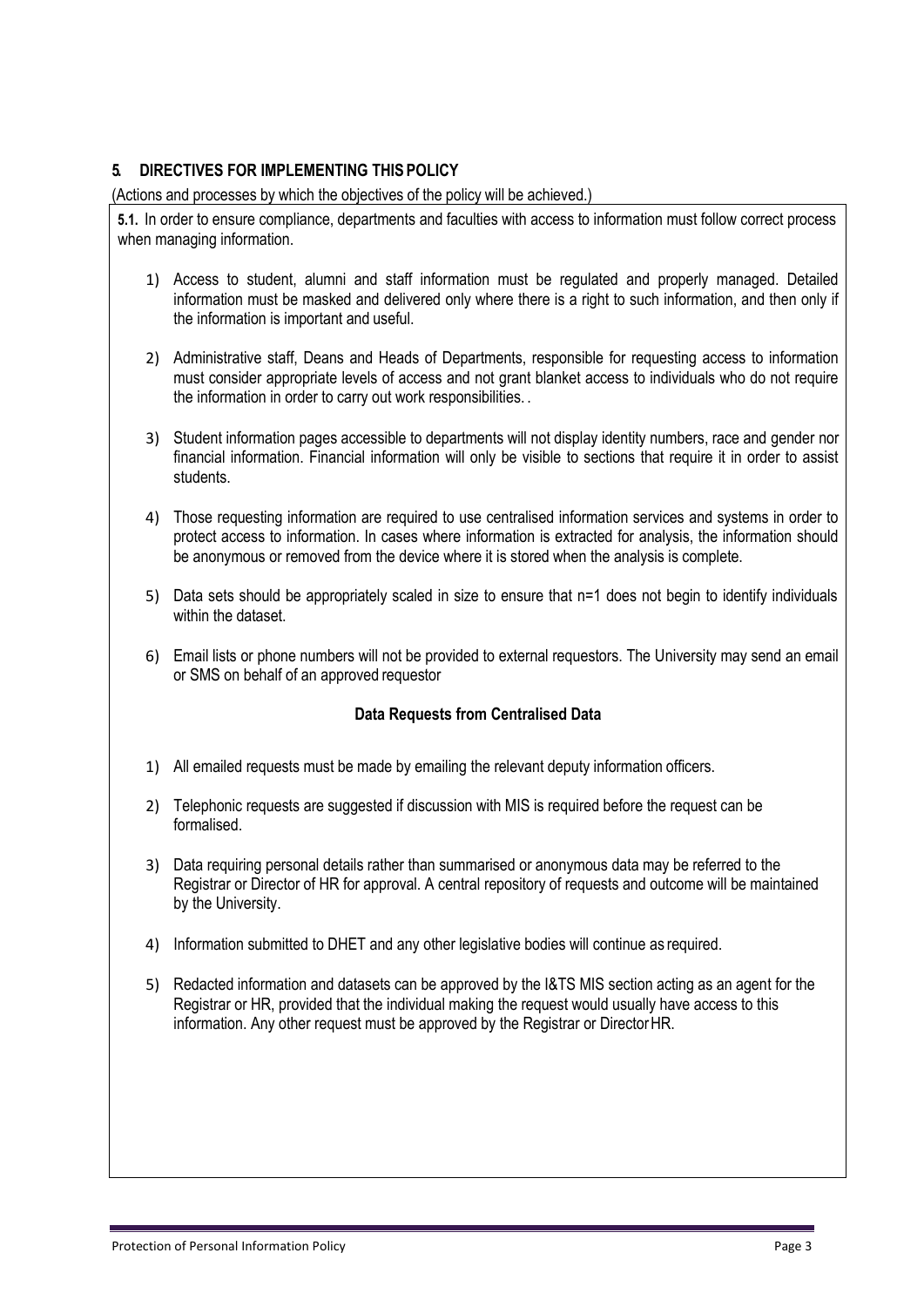## 5. DIRECTIVES FOR IMPLEMENTING THIS POLICY

(Actions and processes by which the objectives of the policy will be achieved.)

**5.1.** In order to ensure compliance, departments and faculties with access to information must follow correct process when managing information.

1) Access to student, alumni and staff information must be regulated and properly managed. Detailed information must be masked and delivered only where there is a right to such information, and then only if the information is important and useful.

2) Administrative staff, Deans and Heads of Departments, responsible for requesting access to information must consider appropriate levels of access and not grant blanket access to individuals who do not require the information in order to carry out work responsibilities. .

3) Student information pages accessible to departments will not display identity numbers, race and gender nor financial information. Financial information will only be visible to sections that require it in order to assist students.

4) Those requesting information are required to use centralised information services and systems in order to protect access to information. In cases where information is extracted for analysis, the information should be anonymous or removed from the device where it is stored when the analysis is complete.

5) Data sets should be appropriately scaled in size to ensure that n=1 does not begin to identify individuals within the dataset.

6) Email lists or phone numbers will not be provided to external requestors. The University may send an email or SMS on behalf of an approved requestor

**Data Requests from Centralised Data**

1) All emailed requests must be made by emailing the relevant deputy information officers.

2) Telephonic requests are suggested if discussion with MIS is required before the request can be formalised.

3) Data requiring personal details rather than summarised or anonymous data may be referred to the Registrar or Director of HR for approval. A central repository of requests and outcome will be maintained by the University.

4) Information submitted to DHET and any other legislative bodies will continue as required.

5) Redacted information and datasets can be approved by the I&TS MIS section acting as an agent for the Registrar or HR, provided that the individual making the request would usually have access to this information. Any other request must be approved by the Registrar or Director HR.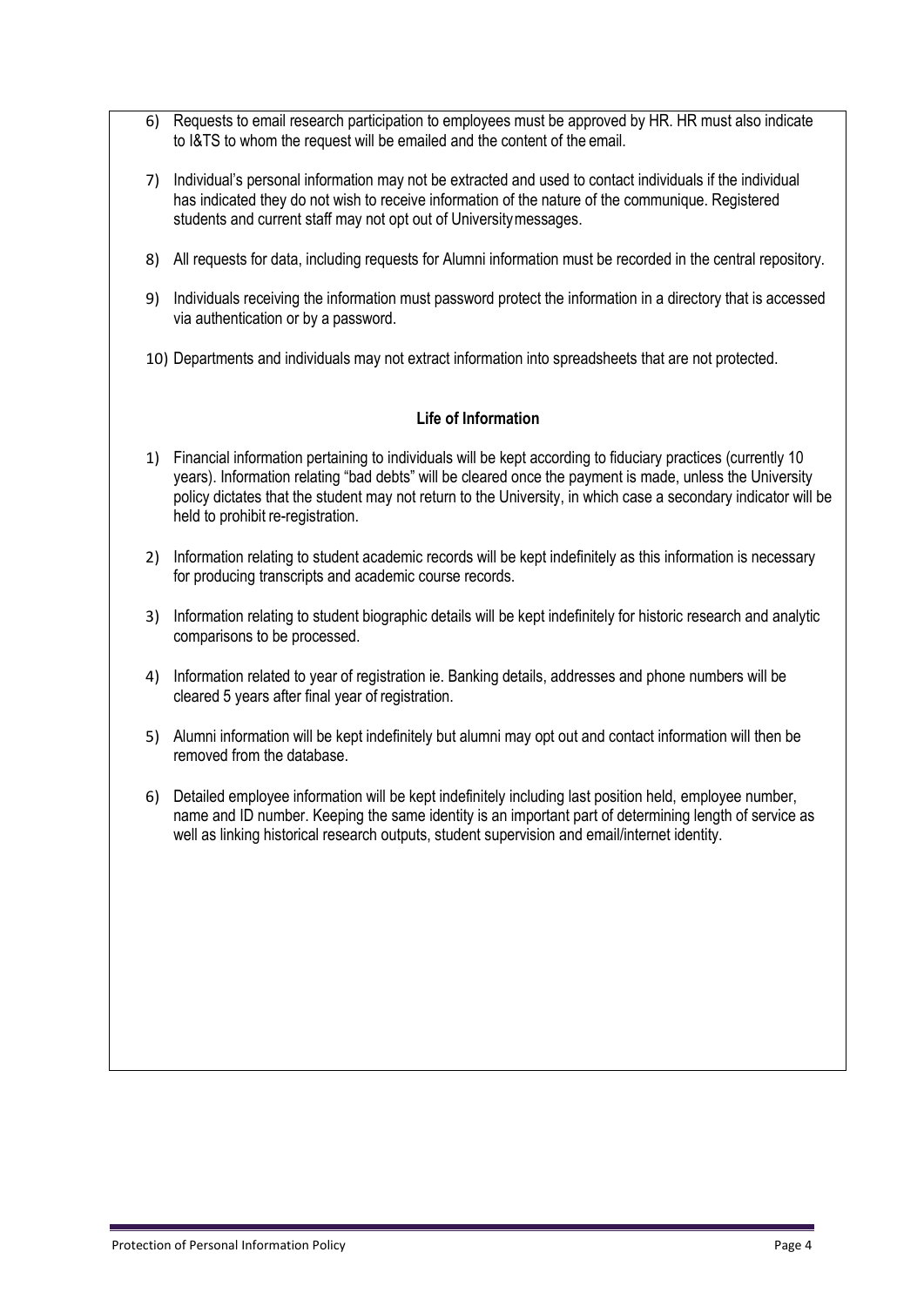6) Requests to email research participation to employees must be approved by HR. HR must also indicate to I&TS to whom the request will be emailed and the content of the email.

7) Individual's personal information may not be extracted and used to contact individuals if the individual has indicated they do not wish to receive information of the nature of the communique. Registered students and current staff may not opt out of University messages.

8) All requests for data, including requests for Alumni information must be recorded in the central repository.

9) Individuals receiving the information must password protect the information in a directory that is accessed via authentication or by a password.

10) Departments and individuals may not extract information into spreadsheets that are not protected.

### Life of Information

1) Financial information pertaining to individuals will be kept according to fiduciary practices (currently 10 years). Information relating "bad debts" will be cleared once the payment is made, unless the University policy dictates that the student may not return to the University, in which case a secondary indicator will be held to prohibit re-registration.

2) Information relating to student academic records will be kept indefinitely as this information is necessary for producing transcripts and academic course records.

3) Information relating to student biographic details will be kept indefinitely for historic research and analytic comparisons to be processed.

4) Information related to year of registration ie. Banking details, addresses and phone numbers will be cleared 5 years after final year of registration.

5) Alumni information will be kept indefinitely but alumni may opt out and contact information will then be removed from the database.

6) Detailed employee information will be kept indefinitely including last position held, employee number, name and ID number. Keeping the same identity is an important part of determining length of service as well as linking historical research outputs, student supervision and email/internet identity.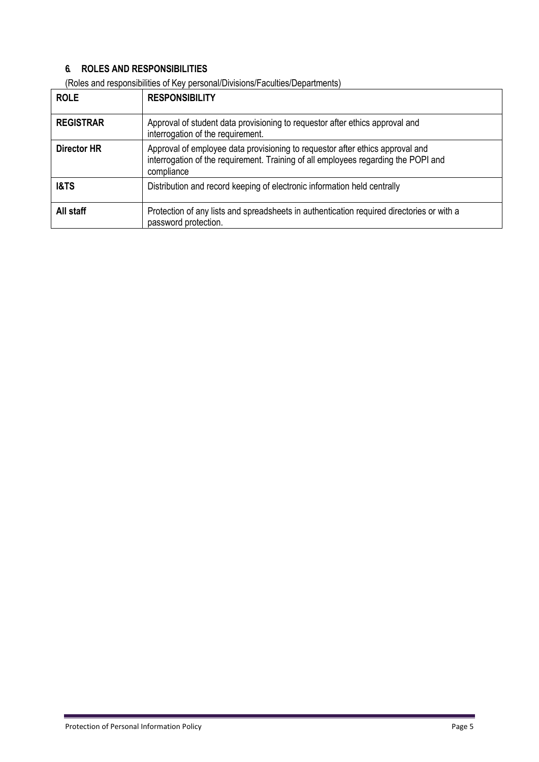## 6. ROLES AND RESPONSIBILITIES

(Roles and responsibilities of Key personal/Divisions/Faculties/Departments)

| ROLE | RESPONSIBILITY |
|---|---|
| **REGISTRAR** | Approval of student data provisioning to requestor after ethics approval and interrogation of the requirement. |
| **Director HR** | Approval of employee data provisioning to requestor after ethics approval and interrogation of the requirement. Training of all employees regarding the POPI and compliance |
| **I&TS** | Distribution and record keeping of electronic information held centrally |
| **All staff** | Protection of any lists and spreadsheets in authentication required directories or with a password protection. |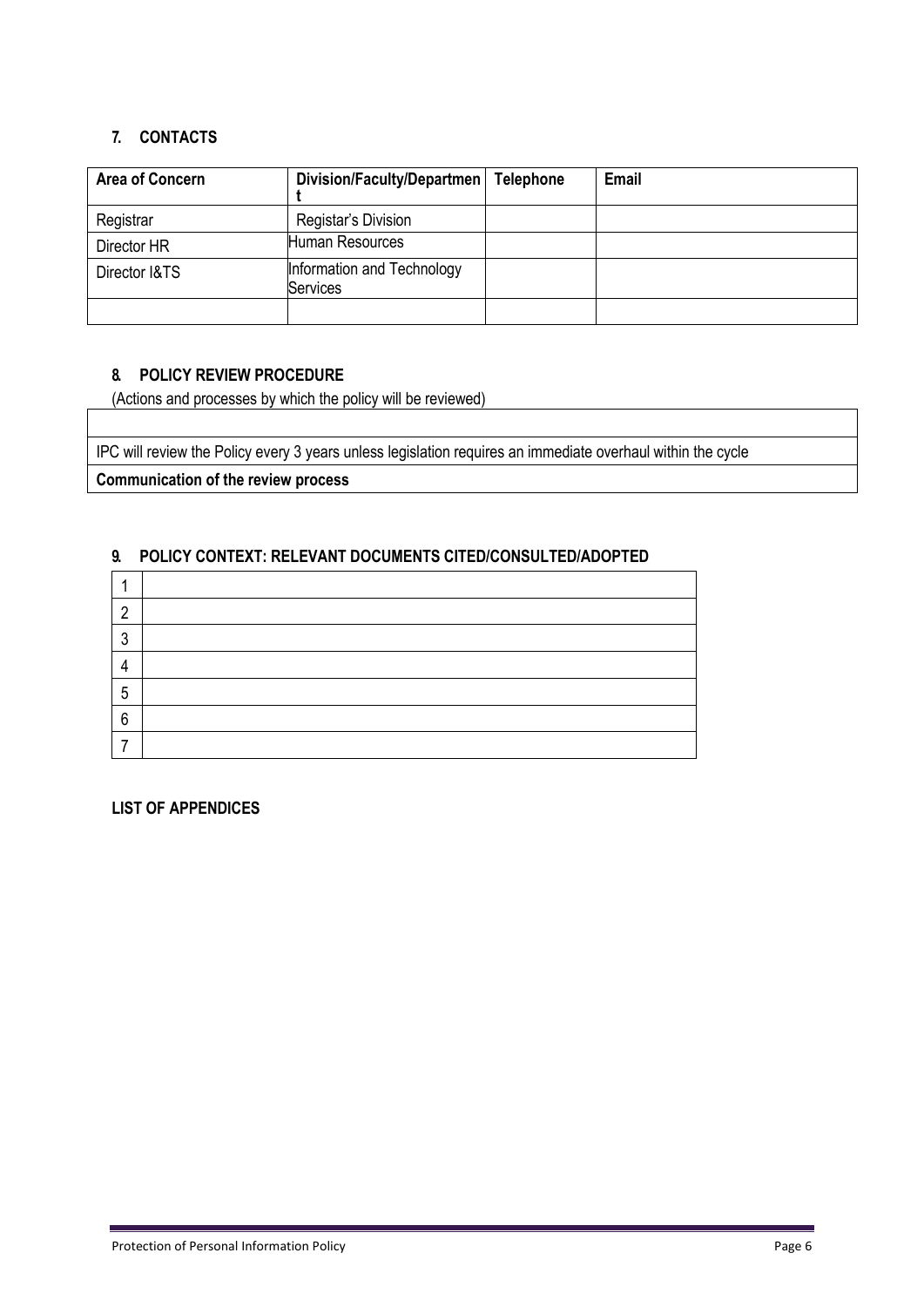## 7. CONTACTS

| Area of Concern | Division/Faculty/Department | Telephone | Email |
|---|---|---|---|
| Registrar | Registar's Division | | |
| Director HR | Human Resources | | |
| Director I&TS | Information and Technology Services | | |
| | | | |

## 8. POLICY REVIEW PROCEDURE

(Actions and processes by which the policy will be reviewed)

| |
|---|
| |
| IPC will review the Policy every 3 years unless legislation requires an immediate overhaul within the cycle |
| **Communication of the review process** |

## 9. POLICY CONTEXT: RELEVANT DOCUMENTS CITED/CONSULTED/ADOPTED

| | |
|---|---|
| 1 | |
| 2 | |
| 3 | |
| 4 | |
| 5 | |
| 6 | |
| 7 | |

**LIST OF APPENDICES**